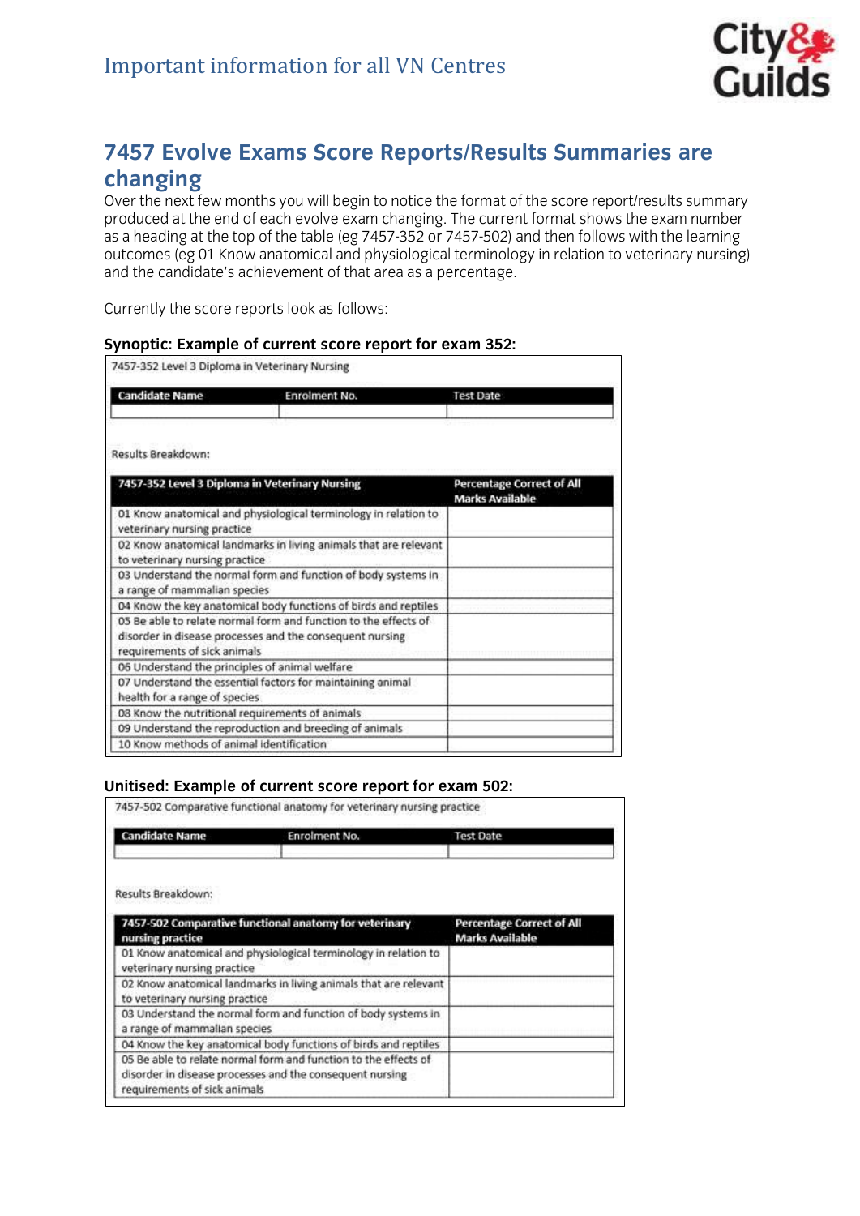# Important information for all VN Centres

## 7457 Evolve Exams Score Reports/Results Summaries are changing

Over the next few months you will begin to notice the format of the score report/results summary produced at the end of each evolve exam changing. The current format shows the exam number as a heading at the top of the table (eg 7457-352 or 7457-502) and then follows with the learning outcomes (eg 01 Know anatomical and physiological terminology in relation to veterinary nursing) and the candidate's achievement of that area as a percentage.

Currently the score reports look as follows:

**Synoptic: Example of current score report for exam 352:**

7457-352 Level 3 Diploma in Veterinary Nursing

| Candidate Name | Enrolment No. | Test Date |
|---|---|---|
| | | |

Results Breakdown:

| 7457-352 Level 3 Diploma in Veterinary Nursing | Percentage Correct of All Marks Available |
|---|---|
| 01 Know anatomical and physiological terminology in relation to veterinary nursing practice | |
| 02 Know anatomical landmarks in living animals that are relevant to veterinary nursing practice | |
| 03 Understand the normal form and function of body systems in a range of mammalian species | |
| 04 Know the key anatomical body functions of birds and reptiles | |
| 05 Be able to relate normal form and function to the effects of disorder in disease processes and the consequent nursing requirements of sick animals | |
| 06 Understand the principles of animal welfare | |
| 07 Understand the essential factors for maintaining animal health for a range of species | |
| 08 Know the nutritional requirements of animals | |
| 09 Understand the reproduction and breeding of animals | |
| 10 Know methods of animal identification | |

**Unitised: Example of current score report for exam 502:**

7457-502 Comparative functional anatomy for veterinary nursing practice

| Candidate Name | Enrolment No. | Test Date |
|---|---|---|
| | | |

Results Breakdown:

| 7457-502 Comparative functional anatomy for veterinary nursing practice | Percentage Correct of All Marks Available |
|---|---|
| 01 Know anatomical and physiological terminology in relation to veterinary nursing practice | |
| 02 Know anatomical landmarks in living animals that are relevant to veterinary nursing practice | |
| 03 Understand the normal form and function of body systems in a range of mammalian species | |
| 04 Know the key anatomical body functions of birds and reptiles | |
| 05 Be able to relate normal form and function to the effects of disorder in disease processes and the consequent nursing requirements of sick animals | |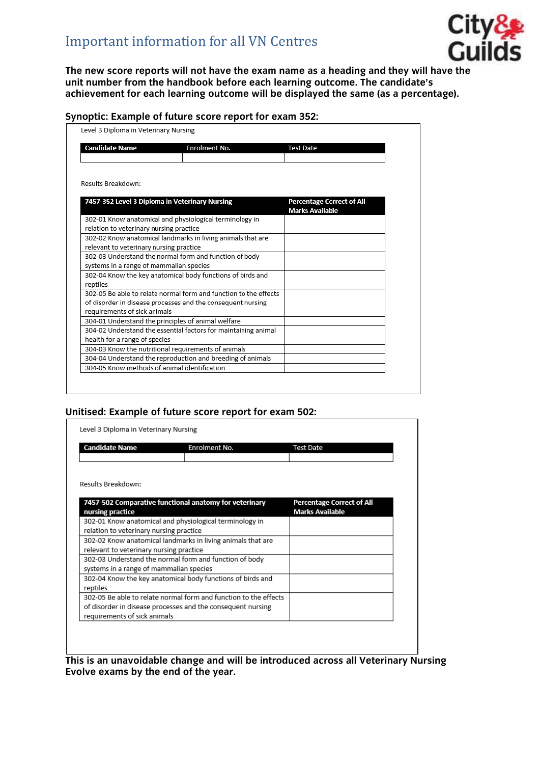# Important information for all VN Centres

**The new score reports will not have the exam name as a heading and they will have the unit number from the handbook before each learning outcome. The candidate's achievement for each learning outcome will be displayed the same (as a percentage).**

## Synoptic: Example of future score report for exam 352:

Level 3 Diploma in Veterinary Nursing

| Candidate Name | Enrolment No. | Test Date |
|---|---|---|
| | | |

Results Breakdown:

| 7457-352 Level 3 Diploma in Veterinary Nursing | Percentage Correct of All Marks Available |
|---|---|
| 302-01 Know anatomical and physiological terminology in relation to veterinary nursing practice | |
| 302-02 Know anatomical landmarks in living animals that are relevant to veterinary nursing practice | |
| 302-03 Understand the normal form and function of body systems in a range of mammalian species | |
| 302-04 Know the key anatomical body functions of birds and reptiles | |
| 302-05 Be able to relate normal form and function to the effects of disorder in disease processes and the consequent nursing requirements of sick animals | |
| 304-01 Understand the principles of animal welfare | |
| 304-02 Understand the essential factors for maintaining animal health for a range of species | |
| 304-03 Know the nutritional requirements of animals | |
| 304-04 Understand the reproduction and breeding of animals | |
| 304-05 Know methods of animal identification | |

## Unitised: Example of future score report for exam 502:

Level 3 Diploma in Veterinary Nursing

| Candidate Name | Enrolment No. | Test Date |
|---|---|---|
| | | |

Results Breakdown:

| 7457-502 Comparative functional anatomy for veterinary nursing practice | Percentage Correct of All Marks Available |
|---|---|
| 302-01 Know anatomical and physiological terminology in relation to veterinary nursing practice | |
| 302-02 Know anatomical landmarks in living animals that are relevant to veterinary nursing practice | |
| 302-03 Understand the normal form and function of body systems in a range of mammalian species | |
| 302-04 Know the key anatomical body functions of birds and reptiles | |
| 302-05 Be able to relate normal form and function to the effects of disorder in disease processes and the consequent nursing requirements of sick animals | |

**This is an unavoidable change and will be introduced across all Veterinary Nursing Evolve exams by the end of the year.**